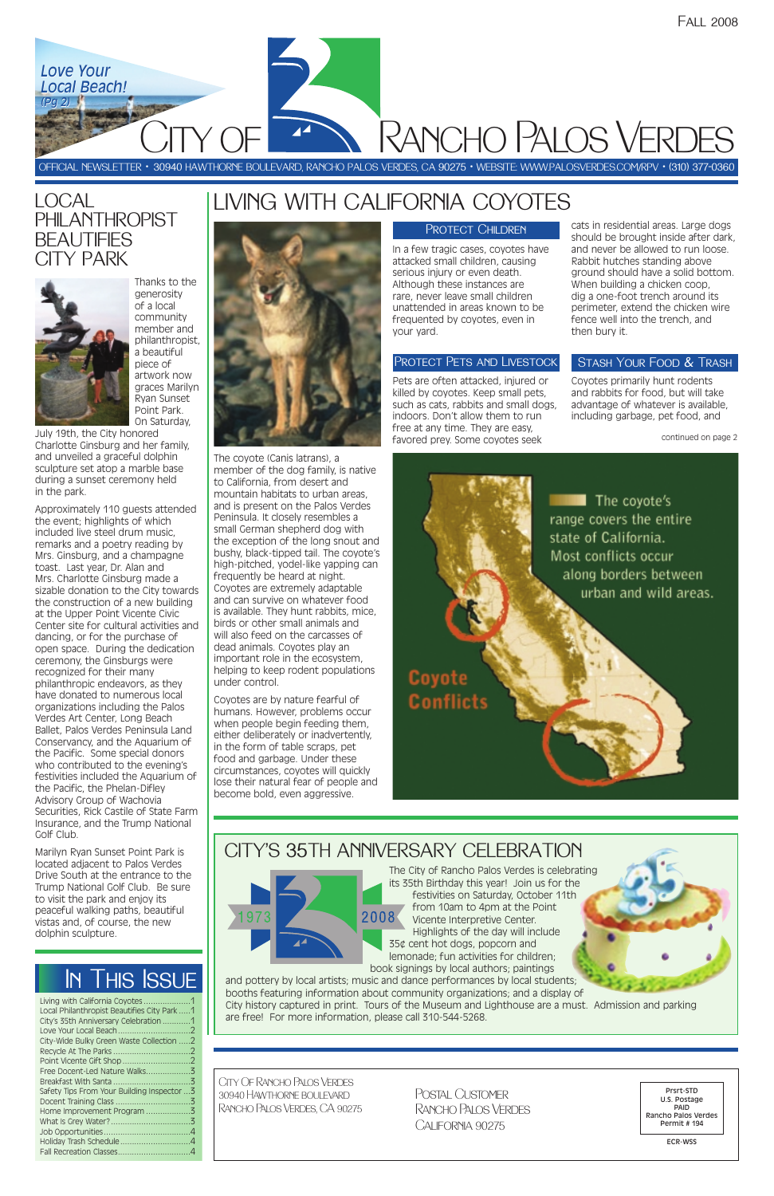Fall 2008

Love Your Local Beach! (Pg 2)

# City of Rancho Palos Verdes

OFFICIAL NEWSLETTER • 30940 HAWTHORNE BOULEVARD, RANCHO PALOS VERDES, CA 90275 • WEBSITE: WWW.PALOSVERDES.COM/RPV • (310) 377-0360

## Local Philanthropist Beautifies City Park

Thanks to the generosity of a local community member and philanthropist, a beautiful piece of artwork now graces Marilyn Ryan Sunset Point Park. On Saturday, July 19th, the City honored Charlotte Ginsburg and her family, and unveiled a graceful dolphin sculpture set atop a marble base during a sunset ceremony held in the park.

Approximately 110 guests attended the event; highlights of which included live steel drum music, remarks and a poetry reading by Mrs. Ginsburg, and a champagne toast. Last year, Dr. Alan and Mrs. Charlotte Ginsburg made a sizable donation to the City towards the construction of a new building at the Upper Point Vicente Civic Center site for cultural activities and dancing, or for the purchase of open space. During the dedication ceremony, the Ginsburgs were recognized for their many philanthropic endeavors, as they have donated to numerous local organizations including the Palos Verdes Art Center, Long Beach Ballet, Palos Verdes Peninsula Land Conservancy, and the Aquarium of the Pacific. Some special donors who contributed to the evening's festivities included the Aquarium of the Pacific, the Phelan-Difley Advisory Group of Wachovia Securities, Rick Castile of State Farm Insurance, and the Trump National Golf Club.

Marilyn Ryan Sunset Point Park is located adjacent to Palos Verdes Drive South at the entrance to the Trump National Golf Club. Be sure to visit the park and enjoy its peaceful walking paths, beautiful vistas and, of course, the new dolphin sculpture.

## Living with California Coyotes

The coyote (Canis latrans), a member of the dog family, is native to California, from desert and mountain habitats to urban areas, and is present on the Palos Verdes Peninsula. It closely resembles a small German shepherd dog with the exception of the long snout and bushy, black-tipped tail. The coyote's high-pitched, yodel-like yapping can frequently be heard at night. Coyotes are extremely adaptable and can survive on whatever food is available. They hunt rabbits, mice, birds or other small animals and will also feed on the carcasses of dead animals. Coyotes play an important role in the ecosystem, helping to keep rodent populations under control.

Coyotes are by nature fearful of humans. However, problems occur when people begin feeding them, either deliberately or inadvertently, in the form of table scraps, pet food and garbage. Under these circumstances, coyotes will quickly lose their natural fear of people and become bold, even aggressive.

### Protect Children

In a few tragic cases, coyotes have attacked small children, causing serious injury or even death. Although these instances are rare, never leave small children unattended in areas known to be frequented by coyotes, even in your yard.

### Protect Pets and Livestock

Pets are often attacked, injured or killed by coyotes. Keep small pets, such as cats, rabbits and small dogs, indoors. Don't allow them to run free at any time. They are easy, favored prey. Some coyotes seek cats in residential areas. Large dogs should be brought inside after dark, and never be allowed to run loose. Rabbit hutches standing above ground should have a solid bottom. When building a chicken coop, dig a one-foot trench around its perimeter, extend the chicken wire fence well into the trench, and then bury it.

### Stash Your Food & Trash

Coyotes primarily hunt rodents and rabbits for food, but will take advantage of whatever is available, including garbage, pet food, and

continued on page 2

The coyote's range covers the entire state of California. Most conflicts occur along borders between urban and wild areas.

Coyote Conflicts

## City's 35th Anniversary Celebration

1973 2008

The City of Rancho Palos Verdes is celebrating its 35th Birthday this year! Join us for the festivities on Saturday, October 11th from 10am to 4pm at the Point Vicente Interpretive Center. Highlights of the day will include 35¢ cent hot dogs, popcorn and lemonade; fun activities for children; book signings by local authors; paintings and pottery by local artists; music and dance performances by local students; booths featuring information about community organizations; and a display of City history captured in print. Tours of the Museum and Lighthouse are a must. Admission and parking are free! For more information, please call 310-544-5268.

## In This Issue

| | |
|---|---|
| Living with California Coyotes | 1 |
| Local Philanthropist Beautifies City Park | 1 |
| City's 35th Anniversary Celebration | 1 |
| Love Your Local Beach | 2 |
| City-Wide Bulky Green Waste Collection | 2 |
| Recycle At The Parks | 2 |
| Point Vicente Gift Shop | 2 |
| Free Docent-Led Nature Walks | 3 |
| Breakfast With Santa | 3 |
| Safety Tips From Your Building Inspector | 3 |
| Docent Training Class | 3 |
| Home Improvement Program | 3 |
| What Is Grey Water? | 3 |
| Job Opportunities | 4 |
| Holiday Trash Schedule | 4 |
| Fall Recreation Classes | 4 |

City Of Rancho Palos Verdes
30940 Hawthorne Boulevard
Rancho Palos Verdes, CA 90275

Postal Customer
Rancho Palos Verdes
California 90275

Prsrt-STD
U.S. Postage
PAID
Rancho Palos Verdes
Permit # 194

ECR-WSS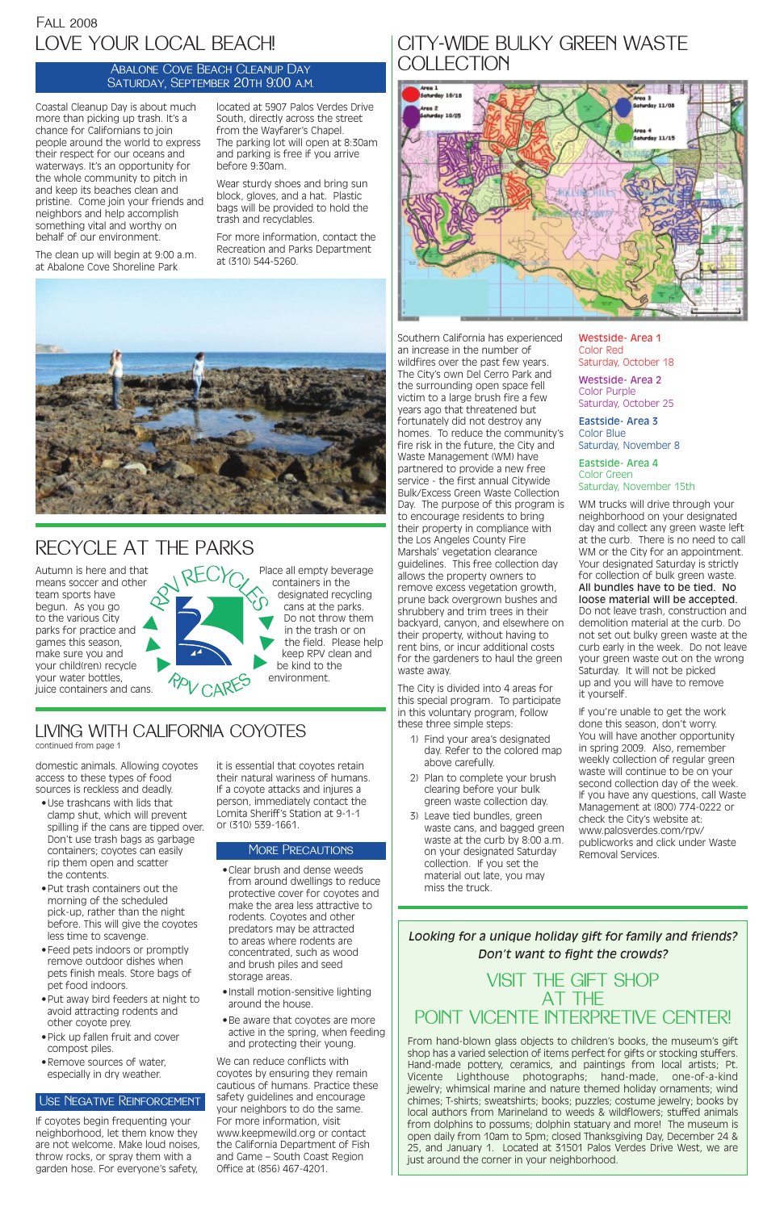Fall 2008

# LOVE YOUR LOCAL BEACH!

## Abalone Cove Beach Cleanup Day
### Saturday, September 20th 9:00 a.m.

Coastal Cleanup Day is about much more than picking up trash. It's a chance for Californians to join people around the world to express their respect for our oceans and waterways. It's an opportunity for the whole community to pitch in and keep its beaches clean and pristine. Come join your friends and neighbors and help accomplish something vital and worthy on behalf of our environment.

The clean up will begin at 9:00 a.m. at Abalone Cove Shoreline Park located at 5907 Palos Verdes Drive South, directly across the street from the Wayfarer's Chapel. The parking lot will open at 8:30am and parking is free if you arrive before 9:30am.

Wear sturdy shoes and bring sun block, gloves, and a hat. Plastic bags will be provided to hold the trash and recyclables.

For more information, contact the Recreation and Parks Department at (310) 544-5260.

# RECYCLE AT THE PARKS

Autumn is here and that means soccer and other team sports have begun. As you go to the various City parks for practice and games this season, make sure you and your child(ren) recycle your water bottles, juice containers and cans.

RPV RECYCLES · RPV CARES

Place all empty beverage containers in the designated recycling cans at the parks. Do not throw them in the trash or on the field. Please help keep RPV clean and be kind to the environment.

# LIVING WITH CALIFORNIA COYOTES

continued from page 1

domestic animals. Allowing coyotes access to these types of food sources is reckless and deadly.

- Use trashcans with lids that clamp shut, which will prevent spilling if the cans are tipped over. Don't use trash bags as garbage containers; coyotes can easily rip them open and scatter the contents.
- Put trash containers out the morning of the scheduled pick-up, rather than the night before. This will give the coyotes less time to scavenge.
- Feed pets indoors or promptly remove outdoor dishes when pets finish meals. Store bags of pet food indoors.
- Put away bird feeders at night to avoid attracting rodents and other coyote prey.
- Pick up fallen fruit and cover compost piles.
- Remove sources of water, especially in dry weather.

## Use Negative Reinforcement

If coyotes begin frequenting your neighborhood, let them know they are not welcome. Make loud noises, throw rocks, or spray them with a garden hose. For everyone's safety, it is essential that coyotes retain their natural wariness of humans. If a coyote attacks and injures a person, immediately contact the Lomita Sheriff's Station at 9-1-1 or (310) 539-1661.

## More Precautions

- Clear brush and dense weeds from around dwellings to reduce protective cover for coyotes and make the area less attractive to rodents. Coyotes and other predators may be attracted to areas where rodents are concentrated, such as wood and brush piles and seed storage areas.
- Install motion-sensitive lighting around the house.
- Be aware that coyotes are more active in the spring, when feeding and protecting their young.

We can reduce conflicts with coyotes by ensuring they remain cautious of humans. Practice these safety guidelines and encourage your neighbors to do the same. For more information, visit www.keepmewild.org or contact the California Department of Fish and Game – South Coast Region Office at (856) 467-4201.

# CITY-WIDE BULKY GREEN WASTE COLLECTION

Southern California has experienced an increase in the number of wildfires over the past few years. The City's own Del Cerro Park and the surrounding open space fell victim to a large brush fire a few years ago that threatened but fortunately did not destroy any homes. To reduce the community's fire risk in the future, the City and Waste Management (WM) have partnered to provide a new free service - the first annual Citywide Bulk/Excess Green Waste Collection Day. The purpose of this program is to encourage residents to bring their property in compliance with the Los Angeles County Fire Marshals' vegetation clearance guidelines. This free collection day allows the property owners to remove excess vegetation growth, prune back overgrown bushes and shrubbery and trim trees in their backyard, canyon, and elsewhere on their property, without having to rent bins, or incur additional costs for the gardeners to haul the green waste away.

The City is divided into 4 areas for this special program. To participate in this voluntary program, follow these three simple steps:

1) Find your area's designated day. Refer to the colored map above carefully.
2) Plan to complete your brush clearing before your bulk green waste collection day.
3) Leave tied bundles, green waste cans, and bagged green waste at the curb by 8:00 a.m. on your designated Saturday collection. If you set the material out late, you may miss the truck.

**Westside- Area 1**
Color Red
Saturday, October 18

**Westside- Area 2**
Color Purple
Saturday, October 25

**Eastside- Area 3**
Color Blue
Saturday, November 8

**Eastside- Area 4**
Color Green
Saturday, November 15th

WM trucks will drive through your neighborhood on your designated day and collect any green waste left at the curb. There is no need to call WM or the City for an appointment. Your designated Saturday is strictly for collection of bulk green waste. **All bundles have to be tied. No loose material will be accepted.** Do not leave trash, construction and demolition material at the curb. Do not set out bulky green waste at the curb early in the week. Do not leave your green waste out on the wrong Saturday. It will not be picked up and you will have to remove it yourself.

If you're unable to get the work done this season, don't worry. You will have another opportunity in spring 2009. Also, remember weekly collection of regular green waste will continue to be on your second collection day of the week. If you have any questions, call Waste Management at (800) 774-0222 or check the City's website at: www.palosverdes.com/rpv/publicworks and click under Waste Removal Services.

*Looking for a unique holiday gift for family and friends? Don't want to fight the crowds?*

## VISIT THE GIFT SHOP AT THE POINT VICENTE INTERPRETIVE CENTER!

From hand-blown glass objects to children's books, the museum's gift shop has a varied selection of items perfect for gifts or stocking stuffers. Hand-made pottery, ceramics, and paintings from local artists; Pt. Vicente Lighthouse photographs; hand-made, one-of-a-kind jewelry; whimsical marine and nature themed holiday ornaments; wind chimes; T-shirts; sweatshirts; books; puzzles; costume jewelry; books by local authors from Marineland to weeds & wildflowers; stuffed animals from dolphins to possums; dolphin statuary and more! The museum is open daily from 10am to 5pm; closed Thanksgiving Day, December 24 & 25, and January 1. Located at 31501 Palos Verdes Drive West, we are just around the corner in your neighborhood.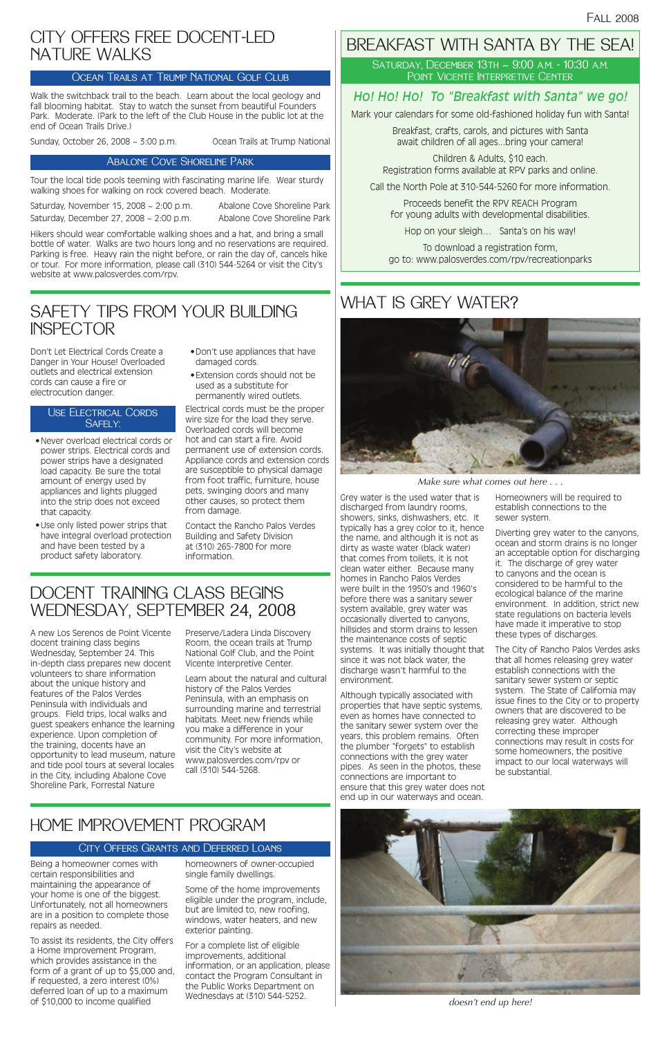# City Offers Free Docent-Led Nature Walks

### Ocean Trails at Trump National Golf Club

Walk the switchback trail to the beach. Learn about the local geology and fall blooming habitat. Stay to watch the sunset from beautiful Founders Park. Moderate. (Park to the left of the Club House in the public lot at the end of Ocean Trails Drive.)

Sunday, October 26, 2008 ~ 3:00 p.m. — Ocean Trails at Trump National

### Abalone Cove Shoreline Park

Tour the local tide pools teeming with fascinating marine life. Wear sturdy walking shoes for walking on rock covered beach. Moderate.

Saturday, November 15, 2008 ~ 2:00 p.m. — Abalone Cove Shoreline Park
Saturday, December 27, 2008 ~ 2:00 p.m. — Abalone Cove Shoreline Park

Hikers should wear comfortable walking shoes and a hat, and bring a small bottle of water. Walks are two hours long and no reservations are required. Parking is free. Heavy rain the night before, or rain the day of, cancels hike or tour. For more information, please call (310) 544-5264 or visit the City's website at www.palosverdes.com/rpv.

# Breakfast with Santa by the Sea!

Saturday, December 13th ~ 9:00 a.m. - 10:30 a.m.
Point Vicente Interpretive Center

*Ho! Ho! Ho! To "Breakfast with Santa" we go!*

Mark your calendars for some old-fashioned holiday fun with Santa!

Breakfast, crafts, carols, and pictures with Santa await children of all ages…bring your camera!

Children & Adults, $10 each.
Registration forms available at RPV parks and online.

Call the North Pole at 310-544-5260 for more information.

Proceeds benefit the RPV REACH Program for young adults with developmental disabilities.

Hop on your sleigh… Santa's on his way!

To download a registration form, go to: www.palosverdes.com/rpv/recreationparks

# Safety Tips from Your Building Inspector

Don't Let Electrical Cords Create a Danger in Your House! Overloaded outlets and electrical extension cords can cause a fire or electrocution danger.

### Use Electrical Cords Safely:

- Never overload electrical cords or power strips. Electrical cords and power strips have a designated load capacity. Be sure the total amount of energy used by appliances and lights plugged into the strip does not exceed that capacity.
- Use only listed power strips that have integral overload protection and have been tested by a product safety laboratory.
- Don't use appliances that have damaged cords.
- Extension cords should not be used as a substitute for permanently wired outlets.

Electrical cords must be the proper wire size for the load they serve. Overloaded cords will become hot and can start a fire. Avoid permanent use of extension cords. Appliance cords and extension cords are susceptible to physical damage from foot traffic, furniture, house pets, swinging doors and many other causes, so protect them from damage.

Contact the Rancho Palos Verdes Building and Safety Division at (310) 265-7800 for more information.

# What is Grey Water?

*Make sure what comes out here . . .*

Grey water is the used water that is discharged from laundry rooms, showers, sinks, dishwashers, etc. It typically has a grey color to it, hence the name, and although it is not as dirty as waste water (black water) that comes from toilets, it is not clean water either. Because many homes in Rancho Palos Verdes were built in the 1950's and 1960's before there was a sanitary sewer system available, grey water was occasionally diverted to canyons, hillsides and storm drains to lessen the maintenance costs of septic systems. It was initially thought that since it was not black water, the discharge wasn't harmful to the environment.

Although typically associated with properties that have septic systems, even as homes have connected to the sanitary sewer system over the years, this problem remains. Often the plumber "forgets" to establish connections with the grey water pipes. As seen in the photos, these connections are important to ensure that this grey water does not end up in our waterways and ocean. Homeowners will be required to establish connections to the sewer system.

Diverting grey water to the canyons, ocean and storm drains is no longer an acceptable option for discharging it. The discharge of grey water to canyons or the ocean is considered to be harmful to the ecological balance of the marine environment. In addition, strict new state regulations on bacteria levels have made it imperative to stop these types of discharges.

The City of Rancho Palos Verdes asks that all homes releasing grey water establish connections with the sanitary sewer system or septic system. The State of California may issue fines to the City or to property owners that are discovered to be releasing grey water. Although correcting these improper connections may result in costs for some homeowners, the positive impact to our local waterways will be substantial.

*doesn't end up here!*

# Docent Training Class Begins Wednesday, September 24, 2008

A new Los Serenos de Point Vicente docent training class begins Wednesday, September 24. This in-depth class prepares new docent volunteers to share information about the unique history and features of the Palos Verdes Peninsula with individuals and groups. Field trips, local walks and guest speakers enhance the learning experience. Upon completion of the training, docents have an opportunity to lead museum, nature and tide pool tours at several locales in the City, including Abalone Cove Shoreline Park, Forrestal Nature Preserve/Ladera Linda Discovery Room, the ocean trails at Trump National Golf Club, and the Point Vicente Interpretive Center.

Learn about the natural and cultural history of the Palos Verdes Peninsula, with an emphasis on surrounding marine and terrestrial habitats. Meet new friends while you make a difference in your community. For more information, visit the City's website at www.palosverdes.com/rpv or call (310) 544-5268.

# Home Improvement Program

### City Offers Grants and Deferred Loans

Being a homeowner comes with certain responsibilities and maintaining the appearance of your home is one of the biggest. Unfortunately, not all homeowners are in a position to complete those repairs as needed.

To assist its residents, the City offers a Home Improvement Program, which provides assistance in the form of a grant of up to $5,000 and, if requested, a zero interest (0%) deferred loan of up to a maximum of $10,000 to income qualified homeowners of owner-occupied single family dwellings.

Some of the home improvements eligible under the program, include, but are not limited to, new roofing, windows, water heaters, and new exterior painting.

For a complete list of eligible improvements, additional information, or an application, please contact the Program Consultant in the Public Works Department on Wednesdays at (310) 544-5252.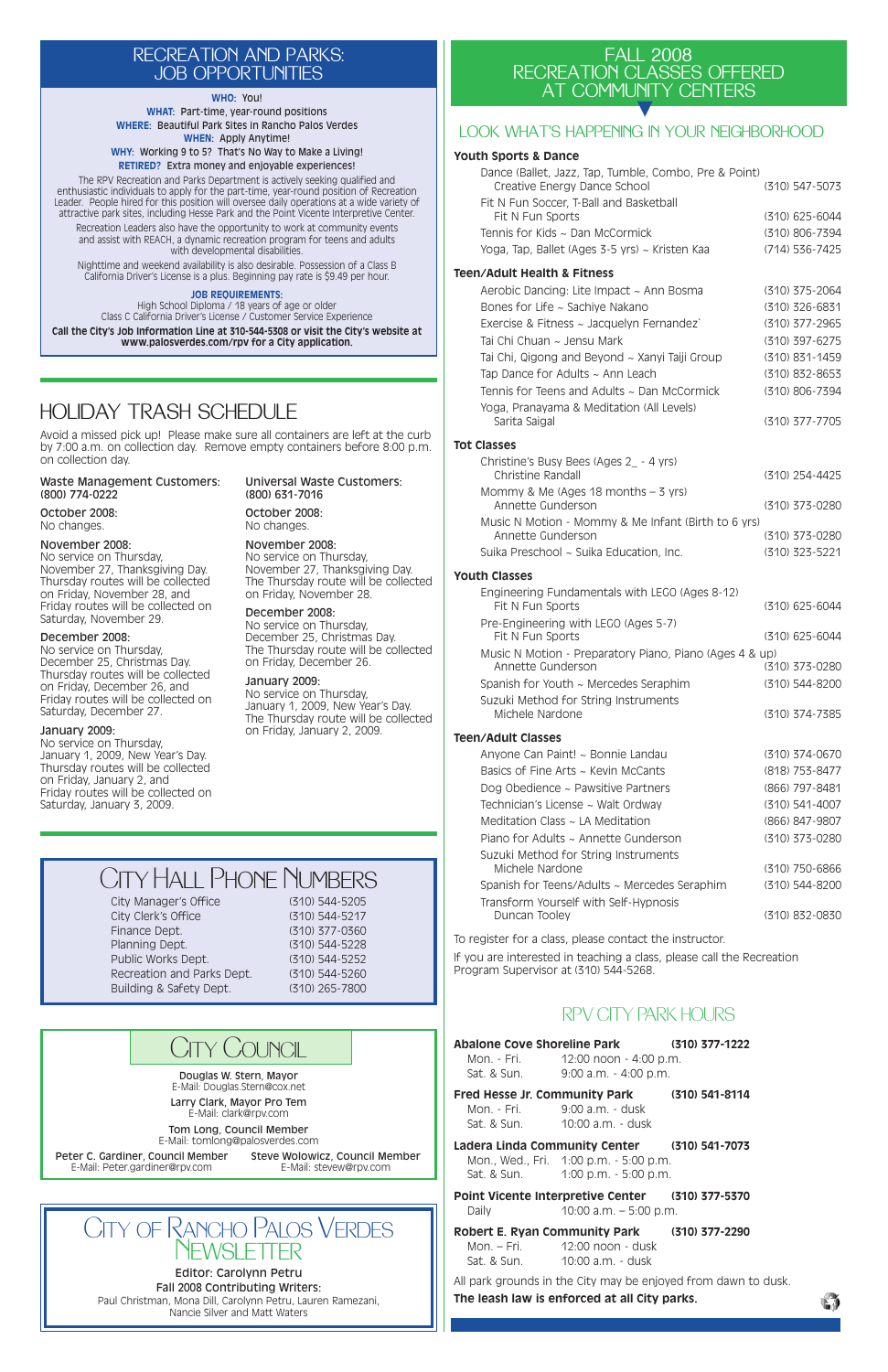## RECREATION AND PARKS: JOB OPPORTUNITIES

**WHO:** You!
**WHAT:** Part-time, year-round positions
**WHERE:** Beautiful Park Sites in Rancho Palos Verdes
**WHEN:** Apply Anytime!
**WHY:** Working 9 to 5? That's No Way to Make a Living!
**RETIRED?** Extra money and enjoyable experiences!

The RPV Recreation and Parks Department is actively seeking qualified and enthusiastic individuals to apply for the part-time, year-round position of Recreation Leader. People hired for this position will oversee daily operations at a wide variety of attractive park sites, including Hesse Park and the Point Vicente Interpretive Center.

Recreation Leaders also have the opportunity to work at community events and assist with REACH, a dynamic recreation program for teens and adults with developmental disabilities.

Nighttime and weekend availability is also desirable. Possession of a Class B California Driver's License is a plus. Beginning pay rate is $9.49 per hour.

**JOB REQUIREMENTS:**
High School Diploma / 18 years of age or older
Class C California Driver's License / Customer Service Experience

**Call the City's Job Information Line at 310-544-5308 or visit the City's website at www.palosverdes.com/rpv for a City application.**

## HOLIDAY TRASH SCHEDULE

Avoid a missed pick up! Please make sure all containers are left at the curb by 7:00 a.m. on collection day. Remove empty containers before 8:00 p.m. on collection day.

Waste Management Customers:
(800) 774-0222

October 2008:
No changes.

November 2008:
No service on Thursday, November 27, Thanksgiving Day. Thursday routes will be collected on Friday, November 28, and Friday routes will be collected on Saturday, November 29.

December 2008:
No service on Thursday, December 25, Christmas Day. Thursday routes will be collected on Friday, December 26, and Friday routes will be collected on Saturday, December 27.

January 2009:
No service on Thursday, January 1, 2009, New Year's Day. Thursday routes will be collected on Friday, January 2, and Friday routes will be collected on Saturday, January 3, 2009.

Universal Waste Customers:
(800) 631-7016

October 2008:
No changes.

November 2008:
No service on Thursday, November 27, Thanksgiving Day. The Thursday route will be collected on Friday, November 28.

December 2008:
No service on Thursday, December 25, Christmas Day. The Thursday route will be collected on Friday, December 26.

January 2009:
No service on Thursday, January 1, 2009, New Year's Day. The Thursday route will be collected on Friday, January 2, 2009.

## CITY HALL PHONE NUMBERS

| | |
|---|---|
| City Manager's Office | (310) 544-5205 |
| City Clerk's Office | (310) 544-5217 |
| Finance Dept. | (310) 377-0360 |
| Planning Dept. | (310) 544-5228 |
| Public Works Dept. | (310) 544-5252 |
| Recreation and Parks Dept. | (310) 544-5260 |
| Building & Safety Dept. | (310) 265-7800 |

## CITY COUNCIL

Douglas W. Stern, Mayor
E-Mail: Douglas.Stern@cox.net

Larry Clark, Mayor Pro Tem
E-Mail: clark@rpv.com

Tom Long, Council Member
E-Mail: tomlong@palosverdes.com

Peter C. Gardiner, Council Member
E-Mail: Peter.gardiner@rpv.com

Steve Wolowicz, Council Member
E-Mail: stevew@rpv.com

## CITY OF RANCHO PALOS VERDES NEWSLETTER

Editor: Carolynn Petru
Fall 2008 Contributing Writers:
Paul Christman, Mona Dill, Carolynn Petru, Lauren Ramezani, Nancie Silver and Matt Waters

## FALL 2008 RECREATION CLASSES OFFERED AT COMMUNITY CENTERS

### LOOK WHAT'S HAPPENING IN YOUR NEIGHBORHOOD

**Youth Sports & Dance**

| | |
|---|---|
| Dance (Ballet, Jazz, Tap, Tumble, Combo, Pre & Point) Creative Energy Dance School | (310) 547-5073 |
| Fit N Fun Soccer, T-Ball and Basketball Fit N Fun Sports | (310) 625-6044 |
| Tennis for Kids ~ Dan McCormick | (310) 806-7394 |
| Yoga, Tap, Ballet (Ages 3-5 yrs) ~ Kristen Kaa | (714) 536-7425 |

**Teen/Adult Health & Fitness**

| | |
|---|---|
| Aerobic Dancing: Lite Impact ~ Ann Bosma | (310) 375-2064 |
| Bones for Life ~ Sachiye Nakano | (310) 326-6831 |
| Exercise & Fitness ~ Jacquelyn Fernandez` | (310) 377-2965 |
| Tai Chi Chuan ~ Jensu Mark | (310) 397-6275 |
| Tai Chi, Qigong and Beyond ~ Xanyi Taiji Group | (310) 831-1459 |
| Tap Dance for Adults ~ Ann Leach | (310) 832-8653 |
| Tennis for Teens and Adults ~ Dan McCormick | (310) 806-7394 |
| Yoga, Pranayama & Meditation (All Levels) Sarita Saigal | (310) 377-7705 |

**Tot Classes**

| | |
|---|---|
| Christine's Busy Bees (Ages 2_ - 4 yrs) Christine Randall | (310) 254-4425 |
| Mommy & Me (Ages 18 months – 3 yrs) Annette Gunderson | (310) 373-0280 |
| Music N Motion - Mommy & Me Infant (Birth to 6 yrs) Annette Gunderson | (310) 373-0280 |
| Suika Preschool ~ Suika Education, Inc. | (310) 323-5221 |

**Youth Classes**

| | |
|---|---|
| Engineering Fundamentals with LEGO (Ages 8-12) Fit N Fun Sports | (310) 625-6044 |
| Pre-Engineering with LEGO (Ages 5-7) Fit N Fun Sports | (310) 625-6044 |
| Music N Motion - Preparatory Piano, Piano (Ages 4 & up) Annette Gunderson | (310) 373-0280 |
| Spanish for Youth ~ Mercedes Seraphim | (310) 544-8200 |
| Suzuki Method for String Instruments Michele Nardone | (310) 374-7385 |

**Teen/Adult Classes**

| | |
|---|---|
| Anyone Can Paint! ~ Bonnie Landau | (310) 374-0670 |
| Basics of Fine Arts ~ Kevin McCants | (818) 753-8477 |
| Dog Obedience ~ Pawsitive Partners | (866) 797-8481 |
| Technician's License ~ Walt Ordway | (310) 541-4007 |
| Meditation Class ~ LA Meditation | (866) 847-9807 |
| Piano for Adults ~ Annette Gunderson | (310) 373-0280 |
| Suzuki Method for String Instruments Michele Nardone | (310) 750-6866 |
| Spanish for Teens/Adults ~ Mercedes Seraphim | (310) 544-8200 |
| Transform Yourself with Self-Hypnosis Duncan Tooley | (310) 832-0830 |

To register for a class, please contact the instructor.

If you are interested in teaching a class, please call the Recreation Program Supervisor at (310) 544-5268.

### RPV CITY PARK HOURS

**Abalone Cove Shoreline Park (310) 377-1222**
Mon. - Fri. 12:00 noon - 4:00 p.m.
Sat. & Sun. 9:00 a.m. - 4:00 p.m.

**Fred Hesse Jr. Community Park (310) 541-8114**
Mon. - Fri. 9:00 a.m. - dusk
Sat. & Sun. 10:00 a.m. - dusk

**Ladera Linda Community Center (310) 541-7073**
Mon., Wed., Fri. 1:00 p.m. - 5:00 p.m.
Sat. & Sun. 1:00 p.m. - 5:00 p.m.

**Point Vicente Interpretive Center (310) 377-5370**
Daily 10:00 a.m. – 5:00 p.m.

**Robert E. Ryan Community Park (310) 377-2290**
Mon. – Fri. 12:00 noon - dusk
Sat. & Sun. 10:00 a.m. - dusk

All park grounds in the City may be enjoyed from dawn to dusk.

**The leash law is enforced at all City parks.**